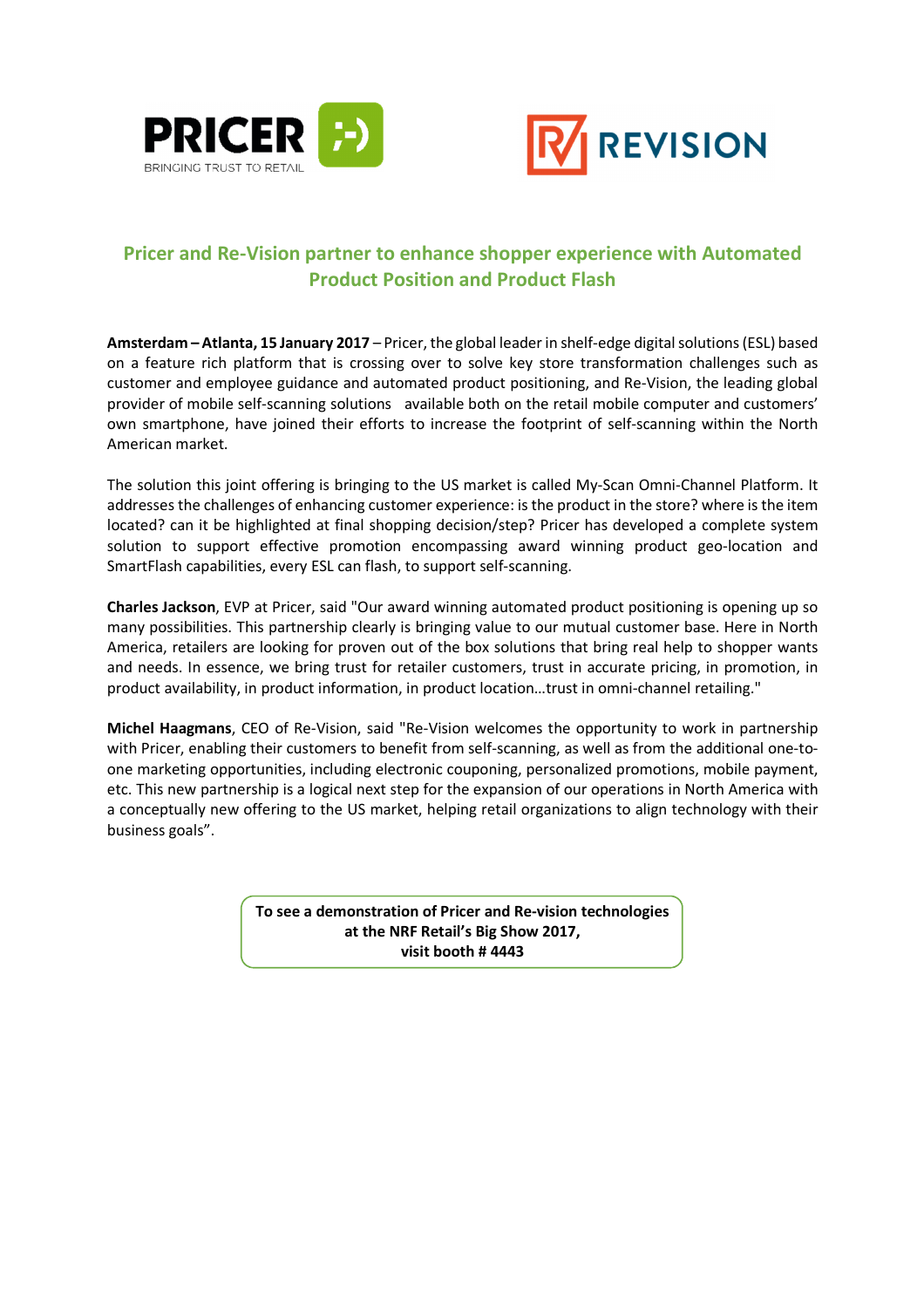PRICER

BRINGING TRUST TO RETAIL

REVISION

## Pricer and Re-Vision partner to enhance shopper experience with Automated Product Position and Product Flash

**Amsterdam – Atlanta, 15 January 2017** – Pricer, the global leader in shelf-edge digital solutions (ESL) based on a feature rich platform that is crossing over to solve key store transformation challenges such as customer and employee guidance and automated product positioning, and Re-Vision, the leading global provider of mobile self-scanning solutions available both on the retail mobile computer and customers' own smartphone, have joined their efforts to increase the footprint of self-scanning within the North American market.

The solution this joint offering is bringing to the US market is called My-Scan Omni-Channel Platform. It addresses the challenges of enhancing customer experience: is the product in the store? where is the item located? can it be highlighted at final shopping decision/step? Pricer has developed a complete system solution to support effective promotion encompassing award winning product geo-location and SmartFlash capabilities, every ESL can flash, to support self-scanning.

**Charles Jackson**, EVP at Pricer, said "Our award winning automated product positioning is opening up so many possibilities. This partnership clearly is bringing value to our mutual customer base. Here in North America, retailers are looking for proven out of the box solutions that bring real help to shopper wants and needs. In essence, we bring trust for retailer customers, trust in accurate pricing, in promotion, in product availability, in product information, in product location…trust in omni-channel retailing."

**Michel Haagmans**, CEO of Re-Vision, said "Re-Vision welcomes the opportunity to work in partnership with Pricer, enabling their customers to benefit from self-scanning, as well as from the additional one-to-one marketing opportunities, including electronic couponing, personalized promotions, mobile payment, etc. This new partnership is a logical next step for the expansion of our operations in North America with a conceptually new offering to the US market, helping retail organizations to align technology with their business goals".

**To see a demonstration of Pricer and Re-vision technologies at the NRF Retail's Big Show 2017, visit booth # 4443**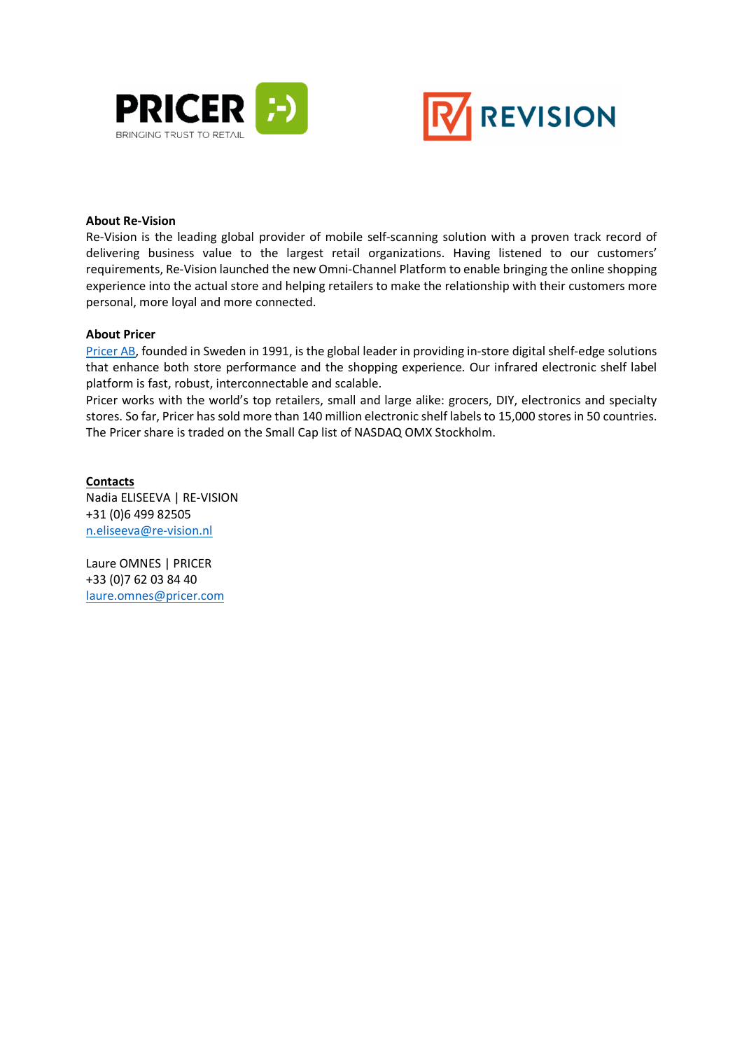**About Re-Vision**

Re-Vision is the leading global provider of mobile self-scanning solution with a proven track record of delivering business value to the largest retail organizations. Having listened to our customers' requirements, Re-Vision launched the new Omni-Channel Platform to enable bringing the online shopping experience into the actual store and helping retailers to make the relationship with their customers more personal, more loyal and more connected.

**About Pricer**

Pricer AB, founded in Sweden in 1991, is the global leader in providing in-store digital shelf-edge solutions that enhance both store performance and the shopping experience. Our infrared electronic shelf label platform is fast, robust, interconnectable and scalable.

Pricer works with the world's top retailers, small and large alike: grocers, DIY, electronics and specialty stores. So far, Pricer has sold more than 140 million electronic shelf labels to 15,000 stores in 50 countries. The Pricer share is traded on the Small Cap list of NASDAQ OMX Stockholm.

**Contacts**

Nadia ELISEEVA | RE-VISION
+31 (0)6 499 82505
n.eliseeva@re-vision.nl

Laure OMNES | PRICER
+33 (0)7 62 03 84 40
laure.omnes@pricer.com